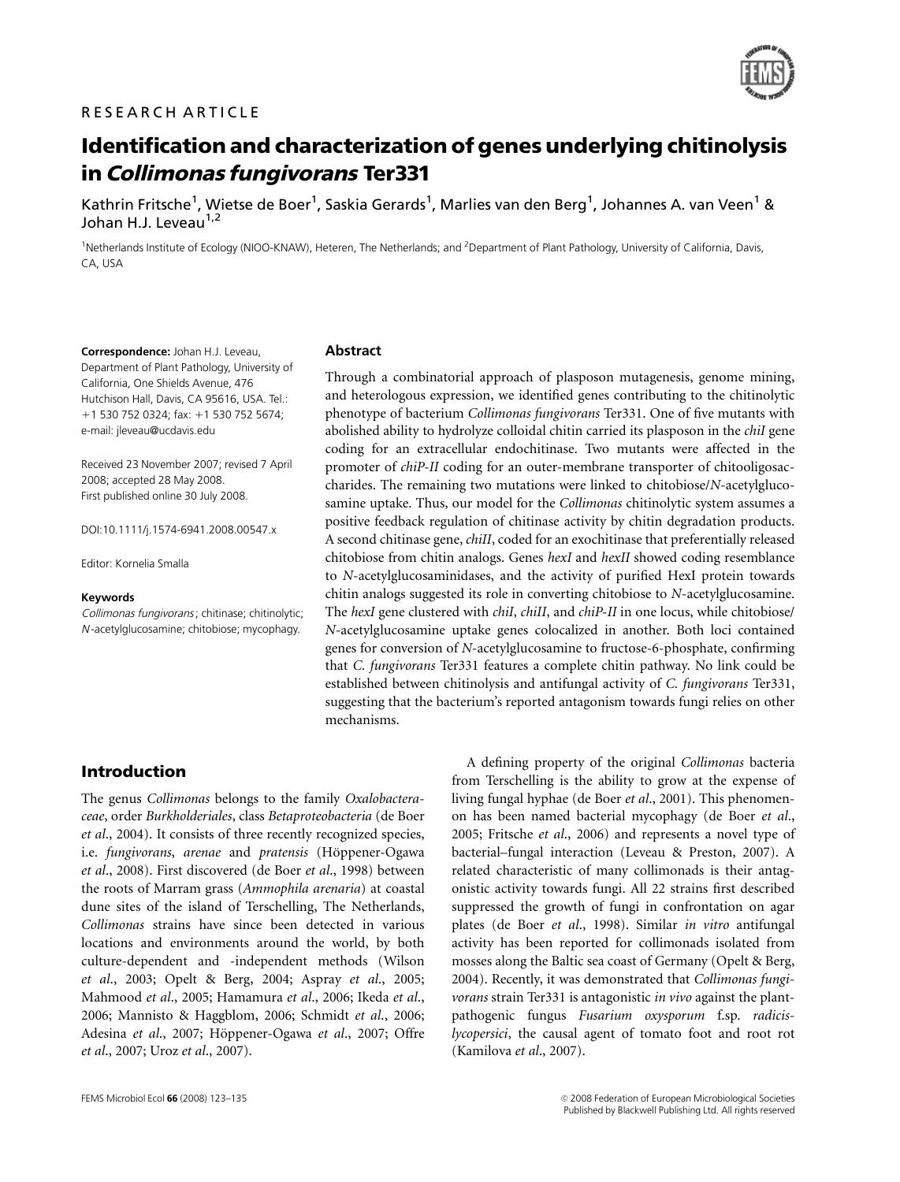RESEARCH ARTICLE

# Identification and characterization of genes underlying chitinolysis in *Collimonas fungivorans* Ter331

Kathrin Fritsche[1], Wietse de Boer[1], Saskia Gerards[1], Marlies van den Berg[1], Johannes A. van Veen[1] & Johan H.J. Leveau[1,2]

[1]Netherlands Institute of Ecology (NIOO-KNAW), Heteren, The Netherlands; and [2]Department of Plant Pathology, University of California, Davis, CA, USA

**Correspondence:** Johan H.J. Leveau, Department of Plant Pathology, University of California, One Shields Avenue, 476 Hutchison Hall, Davis, CA 95616, USA. Tel.: +1 530 752 0324; fax: +1 530 752 5674; e-mail: jleveau@ucdavis.edu

Received 23 November 2007; revised 7 April 2008; accepted 28 May 2008.
First published online 30 July 2008.

DOI:10.1111/j.1574-6941.2008.00547.x

Editor: Kornelia Smalla

**Keywords**
*Collimonas fungivorans*; chitinase; chitinolytic; *N*-acetylglucosamine; chitobiose; mycophagy.

## Abstract

Through a combinatorial approach of plasposon mutagenesis, genome mining, and heterologous expression, we identified genes contributing to the chitinolytic phenotype of bacterium *Collimonas fungivorans* Ter331. One of five mutants with abolished ability to hydrolyze colloidal chitin carried its plasposon in the *chiI* gene coding for an extracellular endochitinase. Two mutants were affected in the promoter of *chiP-II* coding for an outer-membrane transporter of chitooligosaccharides. The remaining two mutations were linked to chitobiose/*N*-acetylglucosamine uptake. Thus, our model for the *Collimonas* chitinolytic system assumes a positive feedback regulation of chitinase activity by chitin degradation products. A second chitinase gene, *chiII*, coded for an exochitinase that preferentially released chitobiose from chitin analogs. Genes *hexI* and *hexII* showed coding resemblance to *N*-acetylglucosaminidases, and the activity of purified HexI protein towards chitin analogs suggested its role in converting chitobiose to *N*-acetylglucosamine. The *hexI* gene clustered with *chiI*, *chiII*, and *chiP-II* in one locus, while chitobiose/*N*-acetylglucosamine uptake genes colocalized in another. Both loci contained genes for conversion of *N*-acetylglucosamine to fructose-6-phosphate, confirming that *C. fungivorans* Ter331 features a complete chitin pathway. No link could be established between chitinolysis and antifungal activity of *C. fungivorans* Ter331, suggesting that the bacterium's reported antagonism towards fungi relies on other mechanisms.

## Introduction

The genus *Collimonas* belongs to the family *Oxalobacteraceae*, order *Burkholderiales*, class *Betaproteobacteria* (de Boer *et al*., 2004). It consists of three recently recognized species, i.e. *fungivorans*, *arenae* and *pratensis* (Höppener-Ogawa *et al*., 2008). First discovered (de Boer *et al*., 1998) between the roots of Marram grass (*Ammophila arenaria*) at coastal dune sites of the island of Terschelling, The Netherlands, *Collimonas* strains have since been detected in various locations and environments around the world, by both culture-dependent and -independent methods (Wilson *et al*., 2003; Opelt & Berg, 2004; Aspray *et al*., 2005; Mahmood *et al*., 2005; Hamamura *et al*., 2006; Ikeda *et al*., 2006; Mannisto & Haggblom, 2006; Schmidt *et al*., 2006; Adesina *et al*., 2007; Höppener-Ogawa *et al*., 2007; Offre *et al*., 2007; Uroz *et al*., 2007).

A defining property of the original *Collimonas* bacteria from Terschelling is the ability to grow at the expense of living fungal hyphae (de Boer *et al*., 2001). This phenomenon has been named bacterial mycophagy (de Boer *et al*., 2005; Fritsche *et al*., 2006) and represents a novel type of bacterial–fungal interaction (Leveau & Preston, 2007). A related characteristic of many collimonads is their antagonistic activity towards fungi. All 22 strains first described suppressed the growth of fungi in confrontation on agar plates (de Boer *et al*., 1998). Similar *in vitro* antifungal activity has been reported for collimonads isolated from mosses along the Baltic sea coast of Germany (Opelt & Berg, 2004). Recently, it was demonstrated that *Collimonas fungivorans* strain Ter331 is antagonistic *in vivo* against the plant-pathogenic fungus *Fusarium oxysporum* f.sp. *radicis-lycopersici*, the causal agent of tomato foot and root rot (Kamilova *et al*., 2007).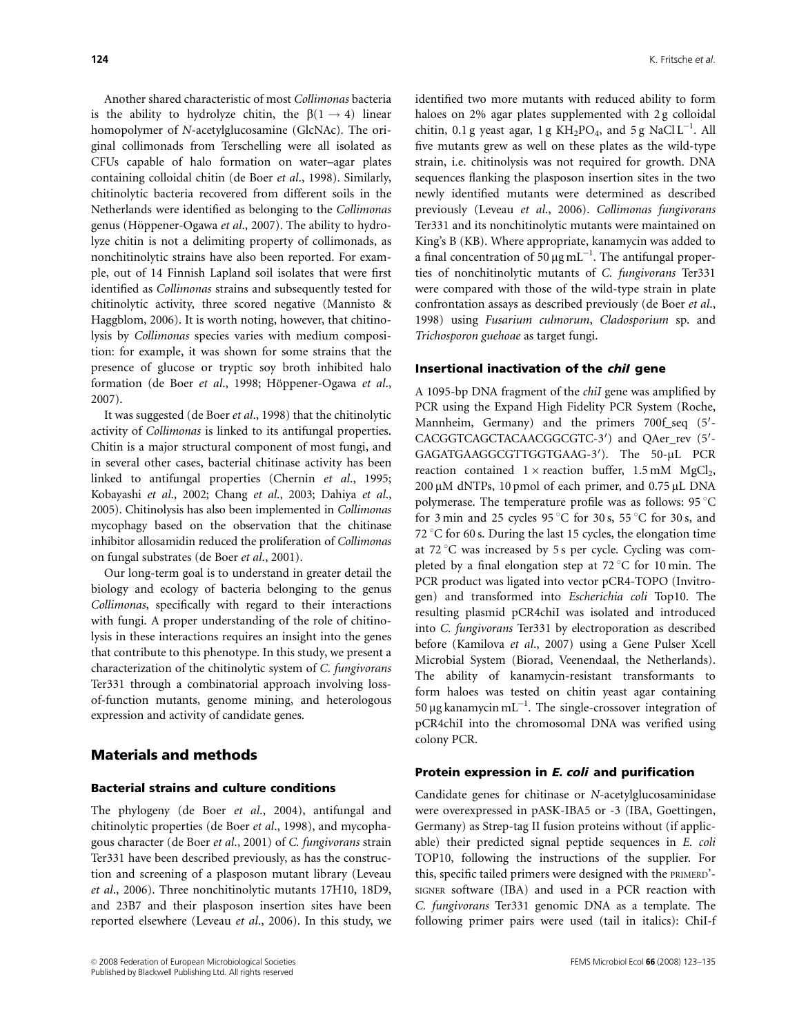Another shared characteristic of most *Collimonas* bacteria is the ability to hydrolyze chitin, the $\beta(1 \rightarrow 4)$ linear homopolymer of *N*-acetylglucosamine (GlcNAc). The original collimonads from Terschelling were all isolated as CFUs capable of halo formation on water–agar plates containing colloidal chitin (de Boer *et al*., 1998). Similarly, chitinolytic bacteria recovered from different soils in the Netherlands were identified as belonging to the *Collimonas* genus (Höppener-Ogawa *et al*., 2007). The ability to hydrolyze chitin is not a delimiting property of collimonads, as nonchitinolytic strains have also been reported. For example, out of 14 Finnish Lapland soil isolates that were first identified as *Collimonas* strains and subsequently tested for chitinolytic activity, three scored negative (Mannisto & Haggblom, 2006). It is worth noting, however, that chitinolysis by *Collimonas* species varies with medium composition: for example, it was shown for some strains that the presence of glucose or tryptic soy broth inhibited halo formation (de Boer *et al*., 1998; Höppener-Ogawa *et al*., 2007).

It was suggested (de Boer *et al*., 1998) that the chitinolytic activity of *Collimonas* is linked to its antifungal properties. Chitin is a major structural component of most fungi, and in several other cases, bacterial chitinase activity has been linked to antifungal properties (Chernin *et al*., 1995; Kobayashi *et al*., 2002; Chang *et al*., 2003; Dahiya *et al*., 2005). Chitinolysis has also been implemented in *Collimonas* mycophagy based on the observation that the chitinase inhibitor allosamidin reduced the proliferation of *Collimonas* on fungal substrates (de Boer *et al*., 2001).

Our long-term goal is to understand in greater detail the biology and ecology of bacteria belonging to the genus *Collimonas*, specifically with regard to their interactions with fungi. A proper understanding of the role of chitinolysis in these interactions requires an insight into the genes that contribute to this phenotype. In this study, we present a characterization of the chitinolytic system of *C. fungivorans* Ter331 through a combinatorial approach involving loss-of-function mutants, genome mining, and heterologous expression and activity of candidate genes.

## Materials and methods

### Bacterial strains and culture conditions

The phylogeny (de Boer *et al*., 2004), antifungal and chitinolytic properties (de Boer *et al*., 1998), and mycophagous character (de Boer *et al*., 2001) of *C. fungivorans* strain Ter331 have been described previously, as has the construction and screening of a plasposon mutant library (Leveau *et al*., 2006). Three nonchitinolytic mutants 17H10, 18D9, and 23B7 and their plasposon insertion sites have been reported elsewhere (Leveau *et al*., 2006). In this study, we identified two more mutants with reduced ability to form haloes on 2% agar plates supplemented with 2 g colloidal chitin, 0.1 g yeast agar, 1 g $KH_2PO_4$, and 5 g NaCl $L^{-1}$. All five mutants grew as well on these plates as the wild-type strain, i.e. chitinolysis was not required for growth. DNA sequences flanking the plasposon insertion sites in the two newly identified mutants were determined as described previously (Leveau *et al*., 2006). *Collimonas fungivorans* Ter331 and its nonchitinolytic mutants were maintained on King's B (KB). Where appropriate, kanamycin was added to a final concentration of 50 μg $mL^{-1}$. The antifungal properties of nonchitinolytic mutants of *C. fungivorans* Ter331 were compared with those of the wild-type strain in plate confrontation assays as described previously (de Boer *et al*., 1998) using *Fusarium culmorum*, *Cladosporium* sp. and *Trichosporon guehoae* as target fungi.

### Insertional inactivation of the *chiI* gene

A 1095-bp DNA fragment of the *chiI* gene was amplified by PCR using the Expand High Fidelity PCR System (Roche, Mannheim, Germany) and the primers 700f_seq (5′-CACGGTCAGCTACAACGGCGTC-3′) and QAer_rev (5′-GAGATGAAGGCGTTGGTGAAG-3′). The 50-μL PCR reaction contained 1 × reaction buffer, 1.5 mM $MgCl_2$, 200 μM dNTPs, 10 pmol of each primer, and 0.75 μL DNA polymerase. The temperature profile was as follows: 95 °C for 3 min and 25 cycles 95 °C for 30 s, 55 °C for 30 s, and 72 °C for 60 s. During the last 15 cycles, the elongation time at 72 °C was increased by 5 s per cycle. Cycling was completed by a final elongation step at 72 °C for 10 min. The PCR product was ligated into vector pCR4-TOPO (Invitrogen) and transformed into *Escherichia coli* Top10. The resulting plasmid pCR4chiI was isolated and introduced into *C. fungivorans* Ter331 by electroporation as described before (Kamilova *et al*., 2007) using a Gene Pulser Xcell Microbial System (Biorad, Veenendaal, the Netherlands). The ability of kanamycin-resistant transformants to form haloes was tested on chitin yeast agar containing 50 μg kanamycin $mL^{-1}$. The single-crossover integration of pCR4chiI into the chromosomal DNA was verified using colony PCR.

### Protein expression in *E. coli* and purification

Candidate genes for chitinase or *N*-acetylglucosaminidase were overexpressed in pASK-IBA5 or -3 (IBA, Goettingen, Germany) as Strep-tag II fusion proteins without (if applicable) their predicted signal peptide sequences in *E. coli* TOP10, following the instructions of the supplier. For this, specific tailed primers were designed with the PRIMERD'-SIGNER software (IBA) and used in a PCR reaction with *C. fungivorans* Ter331 genomic DNA as a template. The following primer pairs were used (tail in italics): ChiI-f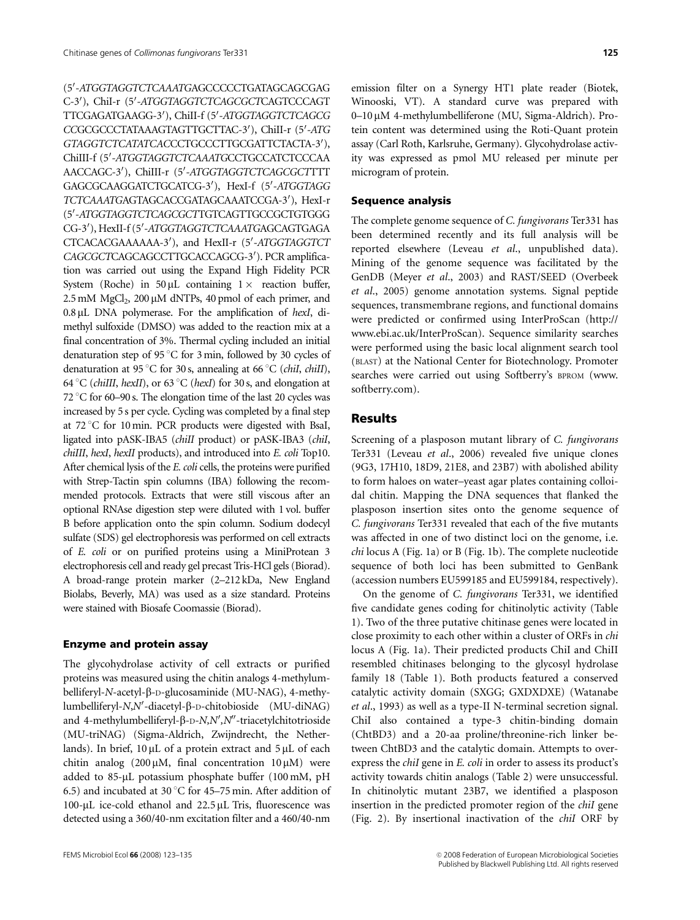(5′-*ATGGTAGGTCTCAAATG*AGCCCCCTGATAGCAGCGAGC-3′), ChiI-r (5′-*ATGGTAGGTCTCAGCGCT*CAGTCCCAGTTTCGAGATGAAGG-3′), ChiII-f (5′-*ATGGTAGGTCTCAGCGCC*GCGCCCTATAAAGTAGTTGCTTAC-3′), ChiII-r (5′-*ATGGTAGGTCTCATATCACC*CTGCCCTTGCGATTCTACTA-3′), ChiIII-f (5′-*ATGGTAGGTCTCAAATG*CCTGCCATCTCCCAAAACCAGC-3′), ChiIII-r (5′-*ATGGTAGGTCTCAGCGCT*TTTGAGCGCAAGGATCTGCATCG-3′), HexI-f (5′-*ATGGTAGGTCTCAAATG*AGTAGCACCGATAGCAAATCCGA-3′), HexI-r (5′-*ATGGTAGGTCTCAGCGCT*TGTCAGTTGCCGCTGTGGGCG-3′), HexII-f (5′-*ATGGTAGGTCTCAAATG*AGCAGTGAGACTCACACGAAAAAA-3′), and HexII-r (5′-*ATGGTAGGTCTCAGCGCT*CAGCAGCCTTGCACCAGCG-3′). PCR amplification was carried out using the Expand High Fidelity PCR System (Roche) in 50 μL containing 1 × reaction buffer, 2.5 mM $MgCl_2$, 200 μM dNTPs, 40 pmol of each primer, and 0.8 μL DNA polymerase. For the amplification of *hexI*, dimethyl sulfoxide (DMSO) was added to the reaction mix at a final concentration of 3%. Thermal cycling included an initial denaturation step of 95 °C for 3 min, followed by 30 cycles of denaturation at 95 °C for 30 s, annealing at 66 °C (*chiI*, *chiII*), 64 °C (*chiIII*, *hexII*), or 63 °C (*hexI*) for 30 s, and elongation at 72 °C for 60–90 s. The elongation time of the last 20 cycles was increased by 5 s per cycle. Cycling was completed by a final step at 72 °C for 10 min. PCR products were digested with BsaI, ligated into pASK-IBA5 (*chiII* product) or pASK-IBA3 (*chiI*, *chiIII*, *hexI*, *hexII* products), and introduced into *E. coli* Top10. After chemical lysis of the *E. coli* cells, the proteins were purified with Strep-Tactin spin columns (IBA) following the recommended protocols. Extracts that were still viscous after an optional RNAse digestion step were diluted with 1 vol. buffer B before application onto the spin column. Sodium dodecyl sulfate (SDS) gel electrophoresis was performed on cell extracts of *E. coli* or on purified proteins using a MiniProtean 3 electrophoresis cell and ready gel precast Tris-HCl gels (Biorad). A broad-range protein marker (2–212 kDa, New England Biolabs, Beverly, MA) was used as a size standard. Proteins were stained with Biosafe Coomassie (Biorad).

### Enzyme and protein assay

The glycohydrolase activity of cell extracts or purified proteins was measured using the chitin analogs 4-methylumbelliferyl-*N*-acetyl-β-D-glucosaminide (MU-NAG), 4-methylumbelliferyl-*N*,*N*′-diacetyl-β-D-chitobioside (MU-diNAG) and 4-methylumbelliferyl-β-D-*N*,*N*′,*N*″-triacetylchitotrioside (MU-triNAG) (Sigma-Aldrich, Zwijndrecht, the Netherlands). In brief, 10 μL of a protein extract and 5 μL of each chitin analog (200 μM, final concentration 10 μM) were added to 85-μL potassium phosphate buffer (100 mM, pH 6.5) and incubated at 30 °C for 45–75 min. After addition of 100-μL ice-cold ethanol and 22.5 μL Tris, fluorescence was detected using a 360/40-nm excitation filter and a 460/40-nm emission filter on a Synergy HT1 plate reader (Biotek, Winooski, VT). A standard curve was prepared with 0–10 μM 4-methylumbelliferone (MU, Sigma-Aldrich). Protein content was determined using the Roti-Quant protein assay (Carl Roth, Karlsruhe, Germany). Glycohydrolase activity was expressed as pmol MU released per minute per microgram of protein.

### Sequence analysis

The complete genome sequence of *C. fungivorans* Ter331 has been determined recently and its full analysis will be reported elsewhere (Leveau *et al*., unpublished data). Mining of the genome sequence was facilitated by the GenDB (Meyer *et al*., 2003) and RAST/SEED (Overbeek *et al*., 2005) genome annotation systems. Signal peptide sequences, transmembrane regions, and functional domains were predicted or confirmed using InterProScan (http://www.ebi.ac.uk/InterProScan). Sequence similarity searches were performed using the basic local alignment search tool (BLAST) at the National Center for Biotechnology. Promoter searches were carried out using Softberry's BPROM (www.softberry.com).

## Results

Screening of a plasposon mutant library of *C. fungivorans* Ter331 (Leveau *et al*., 2006) revealed five unique clones (9G3, 17H10, 18D9, 21E8, and 23B7) with abolished ability to form haloes on water–yeast agar plates containing colloidal chitin. Mapping the DNA sequences that flanked the plasposon insertion sites onto the genome sequence of *C. fungivorans* Ter331 revealed that each of the five mutants was affected in one of two distinct loci on the genome, i.e. *chi* locus A (Fig. 1a) or B (Fig. 1b). The complete nucleotide sequence of both loci has been submitted to GenBank (accession numbers EU599185 and EU599184, respectively).

On the genome of *C. fungivorans* Ter331, we identified five candidate genes coding for chitinolytic activity (Table 1). Two of the three putative chitinase genes were located in close proximity to each other within a cluster of ORFs in *chi* locus A (Fig. 1a). Their predicted products ChiI and ChiII resembled chitinases belonging to the glycosyl hydrolase family 18 (Table 1). Both products featured a conserved catalytic activity domain (SXGG; GXDXDXE) (Watanabe *et al*., 1993) as well as a type-II N-terminal secretion signal. ChiI also contained a type-3 chitin-binding domain (ChtBD3) and a 20-aa proline/threonine-rich linker between ChtBD3 and the catalytic domain. Attempts to overexpress the *chiI* gene in *E. coli* in order to assess its product's activity towards chitin analogs (Table 2) were unsuccessful. In chitinolytic mutant 23B7, we identified a plasposon insertion in the predicted promoter region of the *chiI* gene (Fig. 2). By insertional inactivation of the *chiI* ORF by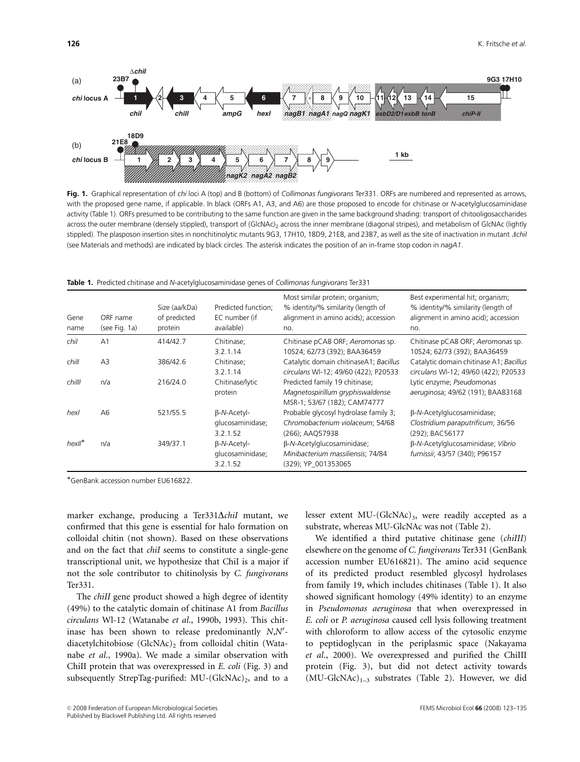**Fig. 1.** Graphical representation of *chi* loci A (top) and B (bottom) of *Collimonas fungivorans* Ter331. ORFs are numbered and represented as arrows, with the proposed gene name, if applicable. In black (ORFs A1, A3, and A6) are those proposed to encode for chitinase or *N*-acetylglucosaminidase activity (Table 1). ORFs presumed to be contributing to the same function are given in the same background shading: transport of chitooligosaccharides across the outer membrane (densely stippled), transport of $(GlcNAc)_2$ across the inner membrane (diagonal stripes), and metabolism of GlcNAc (lightly stippled). The plasposon insertion sites in nonchitinolytic mutants 9G3, 17H10, 18D9, 21E8, and 23B7, as well as the site of inactivation in mutant *ΔchiI* (see Materials and methods) are indicated by black circles. The asterisk indicates the position of an in-frame stop codon in *nagA1*.

**Table 1.** Predicted chitinase and *N*-acetylglucosaminidase genes of *Collimonas fungivorans* Ter331

| Gene name | ORF name (see Fig. 1a) | Size (aa/kDa) of predicted protein | Predicted function; EC number (if available) | Most similar protein; organism; % identity/% similarity (length of alignment in amino acids); accession no. | Best experimental hit; organism; % identity/% similarity (length of alignment in amino acid); accession no. |
|---|---|---|---|---|---|
| *chiI* | A1 | 414/42.7 | Chitinase; 3.2.1.14 | Chitinase pCA8 ORF; *Aeromonas* sp. 10S24; 62/73 (392); BAA36459 | Chitinase pCA8 ORF; *Aeromonas* sp. 10S24; 62/73 (392); BAA36459 |
| *chiII* | A3 | 386/42.6 | Chitinase; 3.2.1.14 | Catalytic domain chitinaseA1; *Bacillus circulans* WI-12; 49/60 (422); P20533 | Catalytic domain chitinase A1; *Bacillus circulans* WI-12; 49/60 (422); P20533 |
| *chiIII* | n/a | 216/24.0 | Chitinase/lytic protein | Predicted family 19 chitinase; *Magnetospirillum gryphiswaldense* MSR-1; 53/67 (182); CAM74777 | Lytic enzyme; *Pseudomonas aeruginosa*; 49/62 (191); BAA83168 |
| *hexI* | A6 | 521/55.5 | β-*N*-Acetyl-glucosaminidase; 3.2.1.52 | Probable glycosyl hydrolase family 3; *Chromobacterium violaceum*; 54/68 (266); AAQ57938 | β-*N*-Acetylglucosaminidase; *Clostridium paraputrificum*; 36/56 (292); BAC56177 |
| *hexII** | n/a | 349/37.1 | β-*N*-Acetyl-glucosaminidase; 3.2.1.52 | β-*N*-Acetylglucosaminidase; *Minibacterium massiliensis*; 74/84 (329); YP_001353065 | β-*N*-Acetylglucosaminidase; *Vibrio furnissii*; 43/57 (340); P96157 |

*GenBank accession number EU616822.

marker exchange, producing a Ter331Δ*chiI* mutant, we confirmed that this gene is essential for halo formation on colloidal chitin (not shown). Based on these observations and on the fact that *chiI* seems to constitute a single-gene transcriptional unit, we hypothesize that ChiI is a major if not the sole contributor to chitinolysis by *C. fungivorans* Ter331.

The *chiII* gene product showed a high degree of identity (49%) to the catalytic domain of chitinase A1 from *Bacillus circulans* WI-12 (Watanabe *et al*., 1990b, 1993). This chitinase has been shown to release predominantly *N*,*N*′-diacetylchitobiose $(GlcNAc)_2$ from colloidal chitin (Watanabe *et al*., 1990a). We made a similar observation with ChiII protein that was overexpressed in *E. coli* (Fig. 3) and subsequently StrepTag-purified: MU-$(GlcNAc)_2$, and to a lesser extent MU-$(GlcNAc)_3$, were readily accepted as a substrate, whereas MU-GlcNAc was not (Table 2).

We identified a third putative chitinase gene (*chiIII*) elsewhere on the genome of *C. fungivorans* Ter331 (GenBank accession number EU616821). The amino acid sequence of its predicted product resembled glycosyl hydrolases from family 19, which includes chitinases (Table 1). It also showed significant homology (49% identity) to an enzyme in *Pseudomonas aeruginosa* that when overexpressed in *E. coli* or *P. aeruginosa* caused cell lysis following treatment with chloroform to allow access of the cytosolic enzyme to peptidoglycan in the periplasmic space (Nakayama *et al*., 2000). We overexpressed and purified the ChiIII protein (Fig. 3), but did not detect activity towards $(MU\text{-}GlcNAc)_{1-3}$ substrates (Table 2). However, we did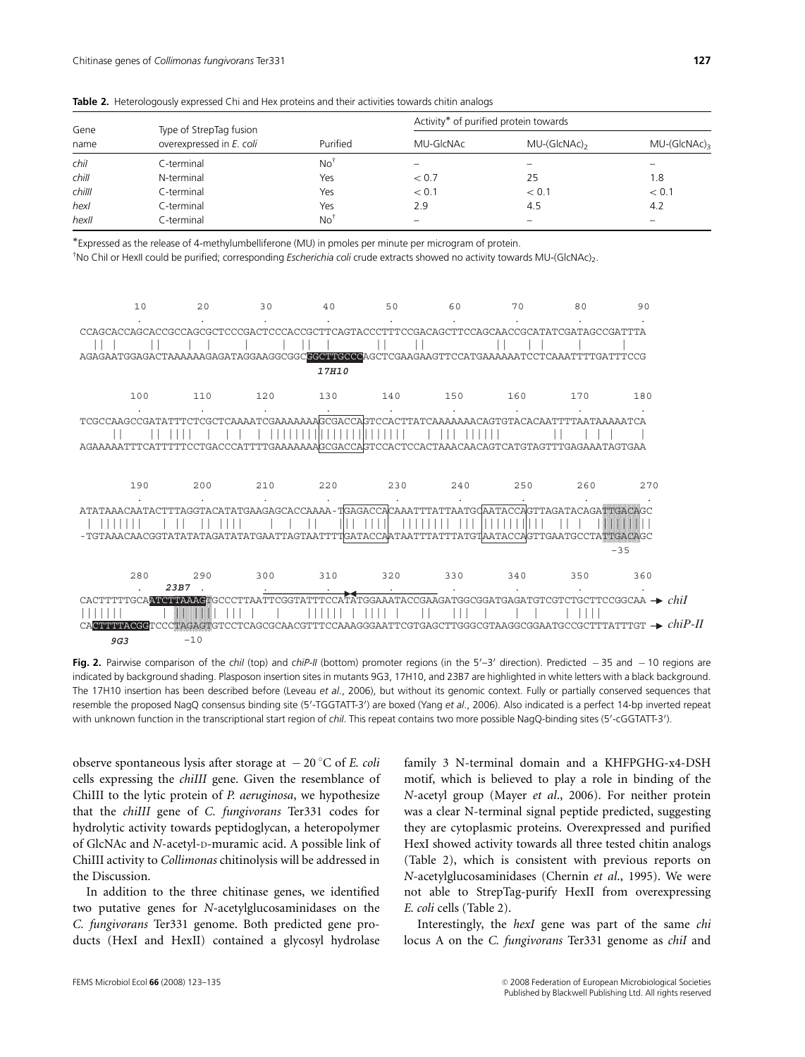**Table 2.** Heterologously expressed Chi and Hex proteins and their activities towards chitin analogs

| Gene name | Type of StrepTag fusion overexpressed in *E. coli* | Purified | Activity* of purified protein towards | | |
|---|---|---|---|---|---|
| | | | MU-GlcNAc | MU-(GlcNAc)$_2$ | MU-(GlcNAc)$_3$ |
| *chiI* | C-terminal | No[†] | – | – | – |
| *chiII* | N-terminal | Yes | < 0.7 | 25 | 1.8 |
| *chiIII* | C-terminal | Yes | < 0.1 | < 0.1 | < 0.1 |
| *hexI* | C-terminal | Yes | 2.9 | 4.5 | 4.2 |
| *hexII* | C-terminal | No[†] | – | – | – |

*Expressed as the release of 4-methylumbelliferone (MU) in pmoles per minute per microgram of protein.

[†]No ChiI or HexII could be purified; corresponding *Escherichia coli* crude extracts showed no activity towards MU-(GlcNAc)$_2$.

```
        10        20        30        40        50        60        70        80        90
CCAGCACCAGCACCGCCAGCGCTCCCGACTCCCACCGCTTCAGTACCCTTTCGACAGCTTCCAGCAACCGCATATCGATAGCCGATTTA
AGAGAATGGAGACTAAAAAAGAGATAGGAAGGCGGCGGCTTGCCCAGCTCGAAGAAGTTCCATGAAAAAATCCTCAAATTTTGATTTCCG
                                        17H10

       100       110       120       130       140       150       160       170       180
TCGCCAAGCCGATATTTCTCGCTCAAAATCGAAAAAAAGCGACCAGTCCACTTATCAAAAAAACAGTGTACACAATTTTAATAAAAATCA
AGAAAAATTTCATTTTTCCTGACCCATTTTGAAAAAAAGCGACCAGTCCACTCCACTAAACAACAGTCATGTAGTTTGAGAAATAGTGAA

       190       200       210       220       230       240       250       260       270
ATATAAACAATACTTTAGGTACATATGAAGAGCACCAAAA-TGAGACCACAAATTTATTAATGCAATACCAGTTAGATACAGATTGACAGC
-TGTAAACAACGGTATATATAGATATATGAATTAGTAATTTTGATACCAATAATTTATTTATGTAATACCAGTTGAATGCCTATTGACAGC
                                                                                    -35

       280       290       300       310       320       330       340       350       360
        23B7
CACTTTTTGCAATCTTAAAGTGCCCTTAATTCGGTATTTCCATATGGAAATACCGAAGATGGCGGATGAGATGTCGTCTGCTTCCGGCAA → chiI
CACTTTTACGGTCCCTAGAGTGTCCTCAGCGCAACGTTTCCAAAGGGAATTCGTGAGCTTGGGCGTAAGGCGGAATGCCGCTTTATTTGT → chiP-II
  9G3           -10
```

**Fig. 2.** Pairwise comparison of the *chiI* (top) and *chiP-II* (bottom) promoter regions (in the 5′–3′ direction). Predicted −35 and −10 regions are indicated by background shading. Plasposon insertion sites in mutants 9G3, 17H10, and 23B7 are highlighted in white letters with a black background. The 17H10 insertion has been described before (Leveau *et al*., 2006), but without its genomic context. Fully or partially conserved sequences that resemble the proposed NagQ consensus binding site (5′-TGGTATT-3′) are boxed (Yang *et al*., 2006). Also indicated is a perfect 14-bp inverted repeat with unknown function in the transcriptional start region of *chiI*. This repeat contains two more possible NagQ-binding sites (5′-cGGTATT-3′).

observe spontaneous lysis after storage at −20 °C of *E. coli* cells expressing the *chiIII* gene. Given the resemblance of ChiIII to the lytic protein of *P. aeruginosa*, we hypothesize that the *chiIII* gene of *C. fungivorans* Ter331 codes for hydrolytic activity towards peptidoglycan, a heteropolymer of GlcNAc and *N*-acetyl-D-muramic acid. A possible link of ChiIII activity to *Collimonas* chitinolysis will be addressed in the Discussion.

In addition to the three chitinase genes, we identified two putative genes for *N*-acetylglucosaminidases on the *C. fungivorans* Ter331 genome. Both predicted gene products (HexI and HexII) contained a glycosyl hydrolase family 3 N-terminal domain and a KHFPGHG-x4-DSH motif, which is believed to play a role in binding of the *N*-acetyl group (Mayer *et al*., 2006). For neither protein was a clear N-terminal signal peptide predicted, suggesting they are cytoplasmic proteins. Overexpressed and purified HexI showed activity towards all three tested chitin analogs (Table 2), which is consistent with previous reports on *N*-acetylglucosaminidases (Chernin *et al*., 1995). We were not able to StrepTag-purify HexII from overexpressing *E. coli* cells (Table 2).

Interestingly, the *hexI* gene was part of the same *chi* locus A on the *C. fungivorans* Ter331 genome as *chiI* and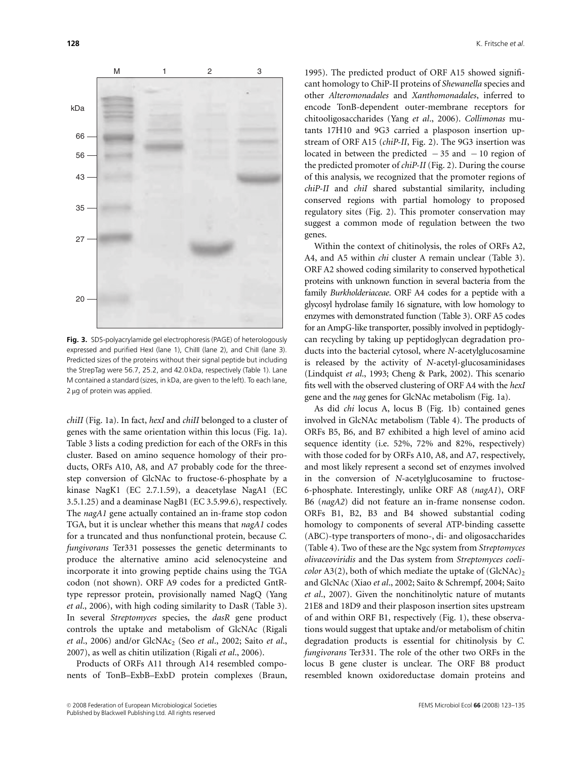**Fig. 3.** SDS-polyacrylamide gel electrophoresis (PAGE) of heterologously expressed and purified HexI (lane 1), ChiIII (lane 2), and ChiI (lane 3). Predicted sizes of the proteins without their signal peptide but including the StrepTag were 56.7, 25.2, and 42.0 kDa, respectively (Table 1). Lane M contained a standard (sizes, in kDa, are given to the left). To each lane, 2 μg of protein was applied.

*chiII* (Fig. 1a). In fact, *hexI* and *chiII* belonged to a cluster of genes with the same orientation within this locus (Fig. 1a). Table 3 lists a coding prediction for each of the ORFs in this cluster. Based on amino sequence homology of their products, ORFs A10, A8, and A7 probably code for the three-step conversion of GlcNAc to fructose-6-phosphate by a kinase NagK1 (EC 2.7.1.59), a deacetylase NagA1 (EC 3.5.1.25) and a deaminase NagB1 (EC 3.5.99.6), respectively. The *nagA1* gene actually contained an in-frame stop codon TGA, but it is unclear whether this means that *nagA1* codes for a truncated and thus nonfunctional protein, because *C. fungivorans* Ter331 possesses the genetic determinants to produce the alternative amino acid selenocysteine and incorporate it into growing peptide chains using the TGA codon (not shown). ORF A9 codes for a predicted GntR-type repressor protein, provisionally named NagQ (Yang *et al*., 2006), with high coding similarity to DasR (Table 3). In several *Streptomyces* species, the *dasR* gene product controls the uptake and metabolism of GlcNAc (Rigali *et al*., 2006) and/or $GlcNAc_2$ (Seo *et al*., 2002; Saito *et al*., 2007), as well as chitin utilization (Rigali *et al*., 2006).

Products of ORFs A11 through A14 resembled components of TonB–ExbB–ExbD protein complexes (Braun, 1995). The predicted product of ORF A15 showed significant homology to ChiP-II proteins of *Shewanella* species and other *Alteromonadales* and *Xanthomonadales*, inferred to encode TonB-dependent outer-membrane receptors for chitooligosaccharides (Yang *et al*., 2006). *Collimonas* mutants 17H10 and 9G3 carried a plasposon insertion upstream of ORF A15 (*chiP-II*, Fig. 2). The 9G3 insertion was located in between the predicted $-35$ and $-10$ region of the predicted promoter of *chiP-II* (Fig. 2). During the course of this analysis, we recognized that the promoter regions of *chiP-II* and *chiI* shared substantial similarity, including conserved regions with partial homology to proposed regulatory sites (Fig. 2). This promoter conservation may suggest a common mode of regulation between the two genes.

Within the context of chitinolysis, the roles of ORFs A2, A4, and A5 within *chi* cluster A remain unclear (Table 3). ORF A2 showed coding similarity to conserved hypothetical proteins with unknown function in several bacteria from the family *Burkholderiaceae*. ORF A4 codes for a peptide with a glycosyl hydrolase family 16 signature, with low homology to enzymes with demonstrated function (Table 3). ORF A5 codes for an AmpG-like transporter, possibly involved in peptidoglycan recycling by taking up peptidoglycan degradation products into the bacterial cytosol, where *N*-acetylglucosamine is released by the activity of *N*-acetyl-glucosaminidases (Lindquist *et al*., 1993; Cheng & Park, 2002). This scenario fits well with the observed clustering of ORF A4 with the *hexI* gene and the *nag* genes for GlcNAc metabolism (Fig. 1a).

As did *chi* locus A, locus B (Fig. 1b) contained genes involved in GlcNAc metabolism (Table 4). The products of ORFs B5, B6, and B7 exhibited a high level of amino acid sequence identity (i.e. 52%, 72% and 82%, respectively) with those coded for by ORFs A10, A8, and A7, respectively, and most likely represent a second set of enzymes involved in the conversion of *N*-acetylglucosamine to fructose-6-phosphate. Interestingly, unlike ORF A8 (*nagA1*), ORF B6 (*nagA2*) did not feature an in-frame nonsense codon. ORFs B1, B2, B3 and B4 showed substantial coding homology to components of several ATP-binding cassette (ABC)-type transporters of mono-, di- and oligosaccharides (Table 4). Two of these are the Ngc system from *Streptomyces olivaceoviridis* and the Das system from *Streptomyces coelicolor* A3(2), both of which mediate the uptake of $(GlcNAc)_2$ and GlcNAc (Xiao *et al*., 2002; Saito & Schrempf, 2004; Saito *et al*., 2007). Given the nonchitinolytic nature of mutants 21E8 and 18D9 and their plasposon insertion sites upstream of and within ORF B1, respectively (Fig. 1), these observations would suggest that uptake and/or metabolism of chitin degradation products is essential for chitinolysis by *C. fungivorans* Ter331. The role of the other two ORFs in the locus B gene cluster is unclear. The ORF B8 product resembled known oxidoreductase domain proteins and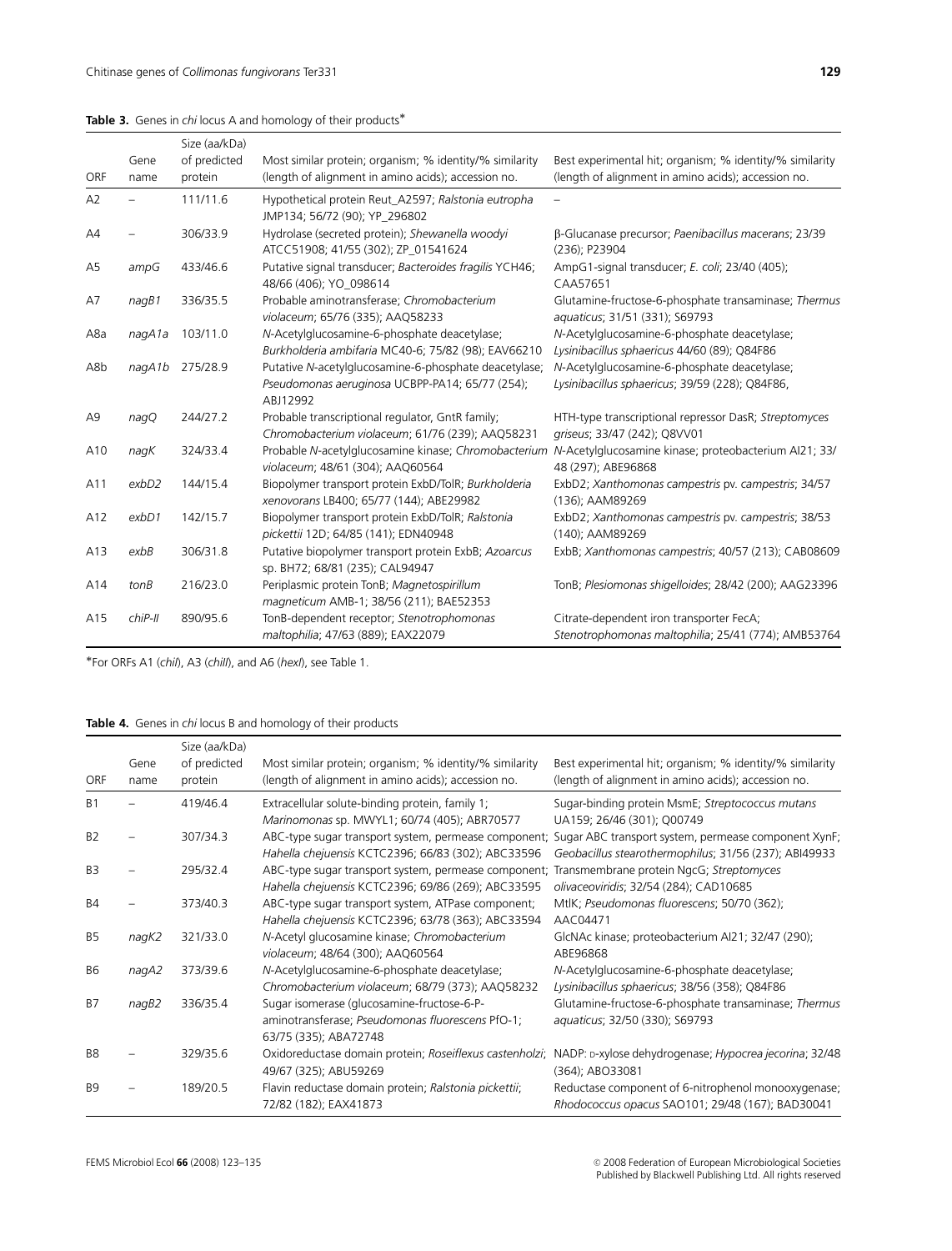**Table 3.** Genes in *chi* locus A and homology of their products*

| ORF | Gene name | Size (aa/kDa) of predicted protein | Most similar protein; organism; % identity/% similarity (length of alignment in amino acids); accession no. | Best experimental hit; organism; % identity/% similarity (length of alignment in amino acids); accession no. |
|---|---|---|---|---|
| A2 | – | 111/11.6 | Hypothetical protein Reut_A2597; *Ralstonia eutropha* JMP134; 56/72 (90); YP_296802 | – |
| A4 | – | 306/33.9 | Hydrolase (secreted protein); *Shewanella woodyi* ATCC51908; 41/55 (302); ZP_01541624 | β-Glucanase precursor; *Paenibacillus macerans*; 23/39 (236); P23904 |
| A5 | *ampG* | 433/46.6 | Putative signal transducer; *Bacteroides fragilis* YCH46; 48/66 (406); YO_098614 | AmpG1-signal transducer; *E. coli*; 23/40 (405); CAA57651 |
| A7 | *nagB1* | 336/35.5 | Probable aminotransferase; *Chromobacterium violaceum*; 65/76 (335); AAQ58233 | Glutamine-fructose-6-phosphate transaminase; *Thermus aquaticus*; 31/51 (331); S69793 |
| A8a | *nagA1a* | 103/11.0 | *N*-Acetylglucosamine-6-phosphate deacetylase; *Burkholderia ambifaria* MC40-6; 75/82 (98); EAV66210 | *N*-Acetylglucosamine-6-phosphate deacetylase; *Lysinibacillus sphaericus* 44/60 (89); Q84F86 |
| A8b | *nagA1b* | 275/28.9 | Putative *N*-acetylglucosamine-6-phosphate deacetylase; *Pseudomonas aeruginosa* UCBPP-PA14; 65/77 (254); ABJ12992 | *N*-Acetylglucosamine-6-phosphate deacetylase; *Lysinibacillus sphaericus*; 39/59 (228); Q84F86, |
| A9 | *nagQ* | 244/27.2 | Probable transcriptional regulator, GntR family; *Chromobacterium violaceum*; 61/76 (239); AAQ58231 | HTH-type transcriptional repressor DasR; *Streptomyces griseus*; 33/47 (242); Q8VV01 |
| A10 | *nagK* | 324/33.4 | Probable *N*-acetylglucosamine kinase; *Chromobacterium violaceum*; 48/61 (304); AAQ60564 | *N*-Acetylglucosamine kinase; proteobacterium AI21; 33/48 (297); ABE96868 |
| A11 | *exbD2* | 144/15.4 | Biopolymer transport protein ExbD/TolR; *Burkholderia xenovorans* LB400; 65/77 (144); ABE29982 | ExbD2; *Xanthomonas campestris* pv. *campestris*; 34/57 (136); AAM89269 |
| A12 | *exbD1* | 142/15.7 | Biopolymer transport protein ExbD/TolR; *Ralstonia pickettii* 12D; 64/85 (141); EDN40948 | ExbD2; *Xanthomonas campestris* pv. *campestris*; 38/53 (140); AAM89269 |
| A13 | *exbB* | 306/31.8 | Putative biopolymer transport protein ExbB; *Azoarcus* sp. BH72; 68/81 (235); CAL94947 | ExbB; *Xanthomonas campestris*; 40/57 (213); CAB08609 |
| A14 | *tonB* | 216/23.0 | Periplasmic protein TonB; *Magnetospirillum magneticum* AMB-1; 38/56 (211); BAE52353 | TonB; *Plesiomonas shigelloides*; 28/42 (200); AAG23396 |
| A15 | *chiP-II* | 890/95.6 | TonB-dependent receptor; *Stenotrophomonas maltophilia*; 47/63 (889); EAX22079 | Citrate-dependent iron transporter FecA; *Stenotrophomonas maltophilia*; 25/41 (774); AMB53764 |

*For ORFs A1 (*chiI*), A3 (*chiII*), and A6 (*hexI*), see Table 1.

**Table 4.** Genes in *chi* locus B and homology of their products

| ORF | Gene name | Size (aa/kDa) of predicted protein | Most similar protein; organism; % identity/% similarity (length of alignment in amino acids); accession no. | Best experimental hit; organism; % identity/% similarity (length of alignment in amino acids); accession no. |
|---|---|---|---|---|
| B1 | – | 419/46.4 | Extracellular solute-binding protein, family 1; *Marinomonas* sp. MWYL1; 60/74 (405); ABR70577 | Sugar-binding protein MsmE; *Streptococcus mutans* UA159; 26/46 (301); Q00749 |
| B2 | – | 307/34.3 | ABC-type sugar transport system, permease component; *Hahella chejuensis* KCTC2396; 66/83 (302); ABC33596 | Sugar ABC transport system, permease component XynF; *Geobacillus stearothermophilus*; 31/56 (237); ABI49933 |
| B3 | – | 295/32.4 | ABC-type sugar transport system, permease component; *Hahella chejuensis* KCTC2396; 69/86 (269); ABC33595 | Transmembrane protein NgcG; *Streptomyces olivaceoviridis*; 32/54 (284); CAD10685 |
| B4 | – | 373/40.3 | ABC-type sugar transport system, ATPase component; *Hahella chejuensis* KCTC2396; 63/78 (363); ABC33594 | MtlK; *Pseudomonas fluorescens*; 50/70 (362); AAC04471 |
| B5 | *nagK2* | 321/33.0 | *N*-Acetyl glucosamine kinase; *Chromobacterium violaceum*; 48/64 (300); AAQ60564 | GlcNAc kinase; proteobacterium AI21; 32/47 (290); ABE96868 |
| B6 | *nagA2* | 373/39.6 | *N*-Acetylglucosamine-6-phosphate deacetylase; *Chromobacterium violaceum*; 68/79 (373); AAQ58232 | *N*-Acetylglucosamine-6-phosphate deacetylase; *Lysinibacillus sphaericus*; 38/56 (358); Q84F86 |
| B7 | *nagB2* | 336/35.4 | Sugar isomerase (glucosamine-fructose-6-P-aminotransferase; *Pseudomonas fluorescens* PfO-1; 63/75 (335); ABA72748 | Glutamine-fructose-6-phosphate transaminase; *Thermus aquaticus*; 32/50 (330); S69793 |
| B8 | – | 329/35.6 | Oxidoreductase domain protein; *Roseiflexus castenholzi*; 49/67 (325); ABU59269 | NADP: D-xylose dehydrogenase; *Hypocrea jecorina*; 32/48 (364); ABO33081 |
| B9 | – | 189/20.5 | Flavin reductase domain protein; *Ralstonia pickettii*; 72/82 (182); EAX41873 | Reductase component of 6-nitrophenol monooxygenase; *Rhodococcus opacus* SAO101; 29/48 (167); BAD30041 |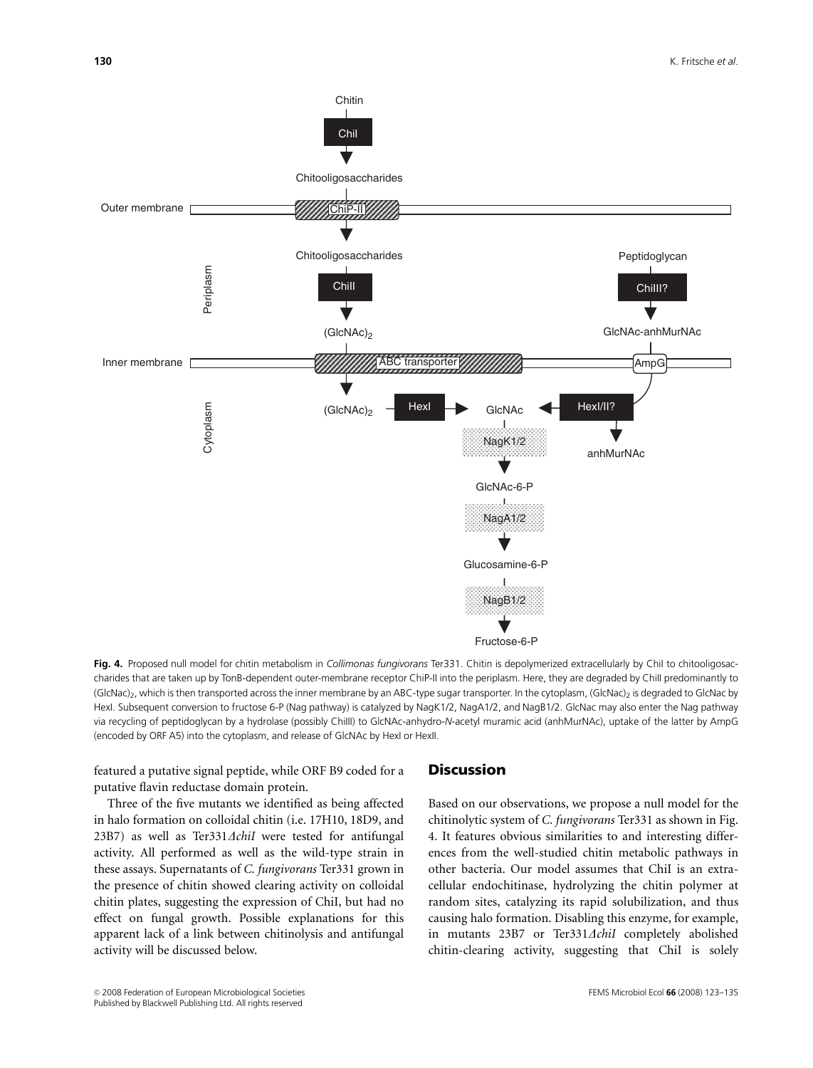**Fig. 4.** Proposed null model for chitin metabolism in *Collimonas fungivorans* Ter331. Chitin is depolymerized extracellularly by ChiI to chitooligosaccharides that are taken up by TonB-dependent outer-membrane receptor ChiP-II into the periplasm. Here, they are degraded by ChiII predominantly to $(GlcNac)_2$, which is then transported across the inner membrane by an ABC-type sugar transporter. In the cytoplasm, $(GlcNac)_2$ is degraded to GlcNac by HexI. Subsequent conversion to fructose 6-P (Nag pathway) is catalyzed by NagK1/2, NagA1/2, and NagB1/2. GlcNac may also enter the Nag pathway via recycling of peptidoglycan by a hydrolase (possibly ChiIII) to GlcNAc-anhydro-*N*-acetyl muramic acid (anhMurNAc), uptake of the latter by AmpG (encoded by ORF A5) into the cytoplasm, and release of GlcNAc by HexI or HexII.

featured a putative signal peptide, while ORF B9 coded for a putative flavin reductase domain protein.

Three of the five mutants we identified as being affected in halo formation on colloidal chitin (i.e. 17H10, 18D9, and 23B7) as well as Ter331*ΔchiI* were tested for antifungal activity. All performed as well as the wild-type strain in these assays. Supernatants of *C. fungivorans* Ter331 grown in the presence of chitin showed clearing activity on colloidal chitin plates, suggesting the expression of ChiI, but had no effect on fungal growth. Possible explanations for this apparent lack of a link between chitinolysis and antifungal activity will be discussed below.

## Discussion

Based on our observations, we propose a null model for the chitinolytic system of *C. fungivorans* Ter331 as shown in Fig. 4. It features obvious similarities to and interesting differences from the well-studied chitin metabolic pathways in other bacteria. Our model assumes that ChiI is an extracellular endochitinase, hydrolyzing the chitin polymer at random sites, catalyzing its rapid solubilization, and thus causing halo formation. Disabling this enzyme, for example, in mutants 23B7 or Ter331*ΔchiI* completely abolished chitin-clearing activity, suggesting that ChiI is solely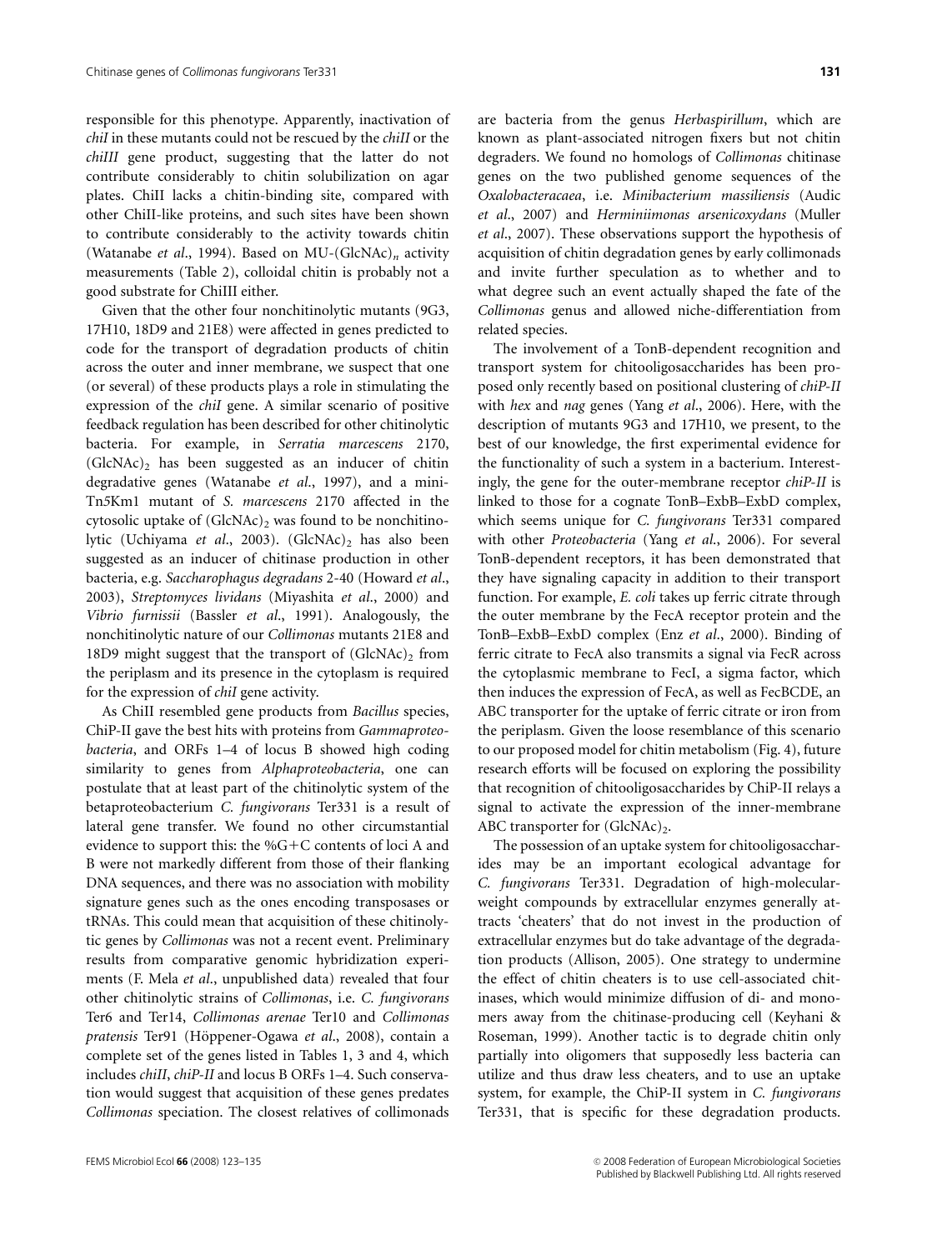responsible for this phenotype. Apparently, inactivation of *chiI* in these mutants could not be rescued by the *chiII* or the *chiIII* gene product, suggesting that the latter do not contribute considerably to chitin solubilization on agar plates. ChiII lacks a chitin-binding site, compared with other ChiII-like proteins, and such sites have been shown to contribute considerably to the activity towards chitin (Watanabe *et al*., 1994). Based on MU-$(GlcNAc)_n$ activity measurements (Table 2), colloidal chitin is probably not a good substrate for ChiIII either.

Given that the other four nonchitinolytic mutants (9G3, 17H10, 18D9 and 21E8) were affected in genes predicted to code for the transport of degradation products of chitin across the outer and inner membrane, we suspect that one (or several) of these products plays a role in stimulating the expression of the *chiI* gene. A similar scenario of positive feedback regulation has been described for other chitinolytic bacteria. For example, in *Serratia marcescens* 2170, $(GlcNAc)_2$ has been suggested as an inducer of chitin degradative genes (Watanabe *et al*., 1997), and a mini-Tn*5*Km1 mutant of *S. marcescens* 2170 affected in the cytosolic uptake of $(GlcNAc)_2$ was found to be nonchitinolytic (Uchiyama *et al*., 2003). $(GlcNAc)_2$ has also been suggested as an inducer of chitinase production in other bacteria, e.g. *Saccharophagus degradans* 2-40 (Howard *et al*., 2003), *Streptomyces lividans* (Miyashita *et al*., 2000) and *Vibrio furnissii* (Bassler *et al*., 1991). Analogously, the nonchitinolytic nature of our *Collimonas* mutants 21E8 and 18D9 might suggest that the transport of $(GlcNAc)_2$ from the periplasm and its presence in the cytoplasm is required for the expression of *chiI* gene activity.

As ChiII resembled gene products from *Bacillus* species, ChiP-II gave the best hits with proteins from *Gammaproteobacteria*, and ORFs 1–4 of locus B showed high coding similarity to genes from *Alphaproteobacteria*, one can postulate that at least part of the chitinolytic system of the betaproteobacterium *C. fungivorans* Ter331 is a result of lateral gene transfer. We found no other circumstantial evidence to support this: the %G+C contents of loci A and B were not markedly different from those of their flanking DNA sequences, and there was no association with mobility signature genes such as the ones encoding transposases or tRNAs. This could mean that acquisition of these chitinolytic genes by *Collimonas* was not a recent event. Preliminary results from comparative genomic hybridization experiments (F. Mela *et al*., unpublished data) revealed that four other chitinolytic strains of *Collimonas*, i.e. *C. fungivorans* Ter6 and Ter14, *Collimonas arenae* Ter10 and *Collimonas pratensis* Ter91 (Höppener-Ogawa *et al*., 2008), contain a complete set of the genes listed in Tables 1, 3 and 4, which includes *chiII*, *chiP-II* and locus B ORFs 1–4. Such conservation would suggest that acquisition of these genes predates *Collimonas* speciation. The closest relatives of collimonads are bacteria from the genus *Herbaspirillum*, which are known as plant-associated nitrogen fixers but not chitin degraders. We found no homologs of *Collimonas* chitinase genes on the two published genome sequences of the *Oxalobacteraceae*, i.e. *Minibacterium massiliensis* (Audic *et al*., 2007) and *Herminiimonas arsenicoxydans* (Muller *et al*., 2007). These observations support the hypothesis of acquisition of chitin degradation genes by early collimonads and invite further speculation as to whether and to what degree such an event actually shaped the fate of the *Collimonas* genus and allowed niche-differentiation from related species.

The involvement of a TonB-dependent recognition and transport system for chitooligosaccharides has been proposed only recently based on positional clustering of *chiP-II* with *hex* and *nag* genes (Yang *et al*., 2006). Here, with the description of mutants 9G3 and 17H10, we present, to the best of our knowledge, the first experimental evidence for the functionality of such a system in a bacterium. Interestingly, the gene for the outer-membrane receptor *chiP-II* is linked to those for a cognate TonB–ExbB–ExbD complex, which seems unique for *C. fungivorans* Ter331 compared with other *Proteobacteria* (Yang *et al*., 2006). For several TonB-dependent receptors, it has been demonstrated that they have signaling capacity in addition to their transport function. For example, *E. coli* takes up ferric citrate through the outer membrane by the FecA receptor protein and the TonB–ExbB–ExbD complex (Enz *et al*., 2000). Binding of ferric citrate to FecA also transmits a signal via FecR across the cytoplasmic membrane to FecI, a sigma factor, which then induces the expression of FecA, as well as FecBCDE, an ABC transporter for the uptake of ferric citrate or iron from the periplasm. Given the loose resemblance of this scenario to our proposed model for chitin metabolism (Fig. 4), future research efforts will be focused on exploring the possibility that recognition of chitooligosaccharides by ChiP-II relays a signal to activate the expression of the inner-membrane ABC transporter for $(GlcNAc)_2$.

The possession of an uptake system for chitooligosaccharides may be an important ecological advantage for *C. fungivorans* Ter331. Degradation of high-molecular-weight compounds by extracellular enzymes generally attracts 'cheaters' that do not invest in the production of extracellular enzymes but do take advantage of the degradation products (Allison, 2005). One strategy to undermine the effect of chitin cheaters is to use cell-associated chitinases, which would minimize diffusion of di- and monomers away from the chitinase-producing cell (Keyhani & Roseman, 1999). Another tactic is to degrade chitin only partially into oligomers that supposedly less bacteria can utilize and thus draw less cheaters, and to use an uptake system, for example, the ChiP-II system in *C. fungivorans* Ter331, that is specific for these degradation products.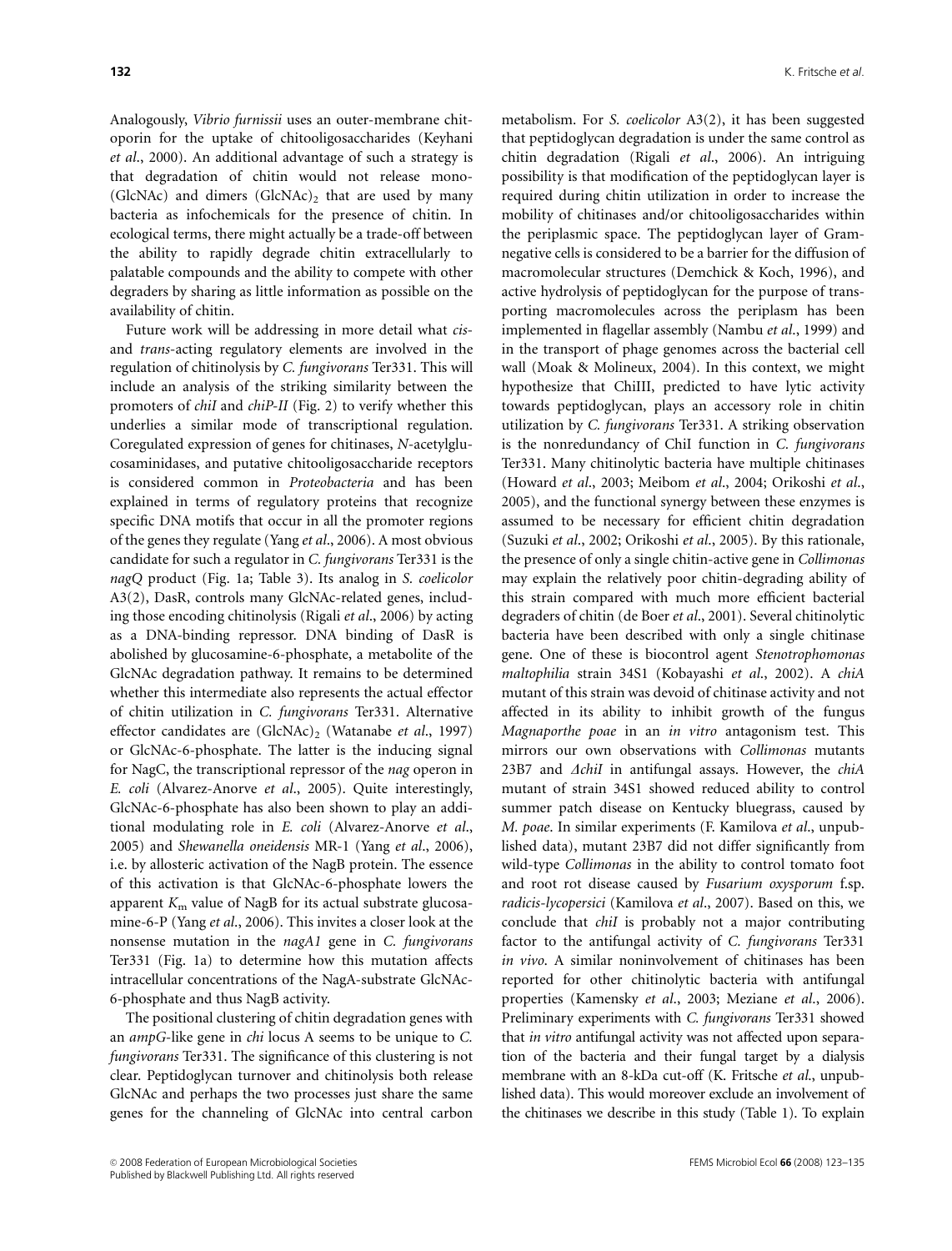Analogously, *Vibrio furnissii* uses an outer-membrane chitoporin for the uptake of chitooligosaccharides (Keyhani *et al*., 2000). An additional advantage of such a strategy is that degradation of chitin would not release mono- (GlcNAc) and dimers $(\text{GlcNAc})_2$ that are used by many bacteria as infochemicals for the presence of chitin. In ecological terms, there might actually be a trade-off between the ability to rapidly degrade chitin extracellularly to palatable compounds and the ability to compete with other degraders by sharing as little information as possible on the availability of chitin.

Future work will be addressing in more detail what *cis*- and *trans*-acting regulatory elements are involved in the regulation of chitinolysis by *C. fungivorans* Ter331. This will include an analysis of the striking similarity between the promoters of *chiI* and *chiP-II* (Fig. 2) to verify whether this underlies a similar mode of transcriptional regulation. Coregulated expression of genes for chitinases, *N*-acetylglucosaminidases, and putative chitooligosaccharide receptors is considered common in *Proteobacteria* and has been explained in terms of regulatory proteins that recognize specific DNA motifs that occur in all the promoter regions of the genes they regulate (Yang *et al*., 2006). A most obvious candidate for such a regulator in *C. fungivorans* Ter331 is the *nagQ* product (Fig. 1a; Table 3). Its analog in *S. coelicolor* A3(2), DasR, controls many GlcNAc-related genes, including those encoding chitinolysis (Rigali *et al*., 2006) by acting as a DNA-binding repressor. DNA binding of DasR is abolished by glucosamine-6-phosphate, a metabolite of the GlcNAc degradation pathway. It remains to be determined whether this intermediate also represents the actual effector of chitin utilization in *C. fungivorans* Ter331. Alternative effector candidates are $(\text{GlcNAc})_2$ (Watanabe *et al*., 1997) or GlcNAc-6-phosphate. The latter is the inducing signal for NagC, the transcriptional repressor of the *nag* operon in *E. coli* (Alvarez-Anorve *et al*., 2005). Quite interestingly, GlcNAc-6-phosphate has also been shown to play an additional modulating role in *E. coli* (Alvarez-Anorve *et al*., 2005) and *Shewanella oneidensis* MR-1 (Yang *et al*., 2006), i.e. by allosteric activation of the NagB protein. The essence of this activation is that GlcNAc-6-phosphate lowers the apparent $K_m$ value of NagB for its actual substrate glucosamine-6-P (Yang *et al*., 2006). This invites a closer look at the nonsense mutation in the *nagA1* gene in *C. fungivorans* Ter331 (Fig. 1a) to determine how this mutation affects intracellular concentrations of the NagA-substrate GlcNAc-6-phosphate and thus NagB activity.

The positional clustering of chitin degradation genes with an *ampG*-like gene in *chi* locus A seems to be unique to *C. fungivorans* Ter331. The significance of this clustering is not clear. Peptidoglycan turnover and chitinolysis both release GlcNAc and perhaps the two processes just share the same genes for the channeling of GlcNAc into central carbon metabolism. For *S. coelicolor* A3(2), it has been suggested that peptidoglycan degradation is under the same control as chitin degradation (Rigali *et al*., 2006). An intriguing possibility is that modification of the peptidoglycan layer is required during chitin utilization in order to increase the mobility of chitinases and/or chitooligosaccharides within the periplasmic space. The peptidoglycan layer of Gram-negative cells is considered to be a barrier for the diffusion of macromolecular structures (Demchick & Koch, 1996), and active hydrolysis of peptidoglycan for the purpose of transporting macromolecules across the periplasm has been implemented in flagellar assembly (Nambu *et al*., 1999) and in the transport of phage genomes across the bacterial cell wall (Moak & Molineux, 2004). In this context, we might hypothesize that ChiIII, predicted to have lytic activity towards peptidoglycan, plays an accessory role in chitin utilization by *C. fungivorans* Ter331. A striking observation is the nonredundancy of ChiI function in *C. fungivorans* Ter331. Many chitinolytic bacteria have multiple chitinases (Howard *et al*., 2003; Meibom *et al*., 2004; Orikoshi *et al*., 2005), and the functional synergy between these enzymes is assumed to be necessary for efficient chitin degradation (Suzuki *et al*., 2002; Orikoshi *et al*., 2005). By this rationale, the presence of only a single chitin-active gene in *Collimonas* may explain the relatively poor chitin-degrading ability of this strain compared with much more efficient bacterial degraders of chitin (de Boer *et al*., 2001). Several chitinolytic bacteria have been described with only a single chitinase gene. One of these is biocontrol agent *Stenotrophomonas maltophilia* strain 34S1 (Kobayashi *et al*., 2002). A *chiA* mutant of this strain was devoid of chitinase activity and not affected in its ability to inhibit growth of the fungus *Magnaporthe poae* in an *in vitro* antagonism test. This mirrors our own observations with *Collimonas* mutants 23B7 and *ΔchiI* in antifungal assays. However, the *chiA* mutant of strain 34S1 showed reduced ability to control summer patch disease on Kentucky bluegrass, caused by *M. poae*. In similar experiments (F. Kamilova *et al*., unpublished data), mutant 23B7 did not differ significantly from wild-type *Collimonas* in the ability to control tomato foot and root rot disease caused by *Fusarium oxysporum* f.sp. *radicis-lycopersici* (Kamilova *et al*., 2007). Based on this, we conclude that *chiI* is probably not a major contributing factor to the antifungal activity of *C. fungivorans* Ter331 *in vivo*. A similar noninvolvement of chitinases has been reported for other chitinolytic bacteria with antifungal properties (Kamensky *et al*., 2003; Meziane *et al*., 2006). Preliminary experiments with *C. fungivorans* Ter331 showed that *in vitro* antifungal activity was not affected upon separation of the bacteria and their fungal target by a dialysis membrane with an 8-kDa cut-off (K. Fritsche *et al*., unpublished data). This would moreover exclude an involvement of the chitinases we describe in this study (Table 1). To explain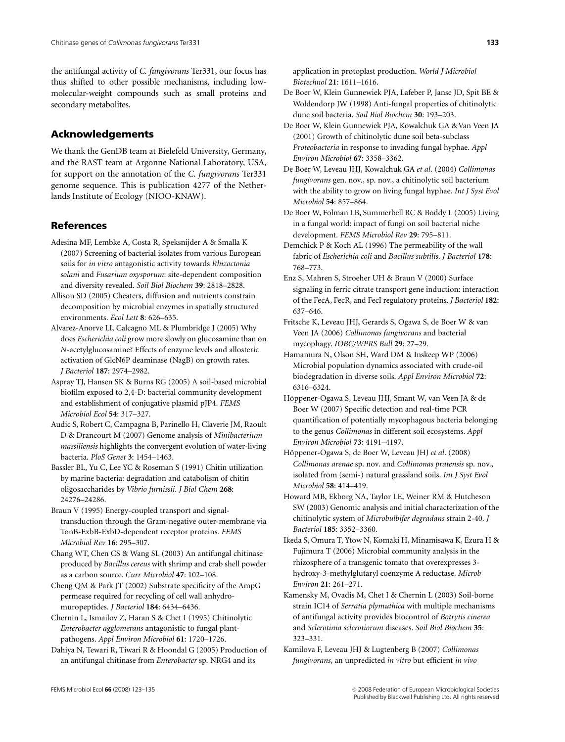the antifungal activity of *C. fungivorans* Ter331, our focus has thus shifted to other possible mechanisms, including low-molecular-weight compounds such as small proteins and secondary metabolites.

## Acknowledgements

We thank the GenDB team at Bielefeld University, Germany, and the RAST team at Argonne National Laboratory, USA, for support on the annotation of the *C. fungivorans* Ter331 genome sequence. This is publication 4277 of the Netherlands Institute of Ecology (NIOO-KNAW).

## References

Adesina MF, Lembke A, Costa R, Speksnijder A & Smalla K (2007) Screening of bacterial isolates from various European soils for *in vitro* antagonistic activity towards *Rhizoctonia solani* and *Fusarium oxysporum*: site-dependent composition and diversity revealed. *Soil Biol Biochem* **39**: 2818–2828.

Allison SD (2005) Cheaters, diffusion and nutrients constrain decomposition by microbial enzymes in spatially structured environments. *Ecol Lett* **8**: 626–635.

Alvarez-Anorve LI, Calcagno ML & Plumbridge J (2005) Why does *Escherichia coli* grow more slowly on glucosamine than on *N*-acetylglucosamine? Effects of enzyme levels and allosteric activation of GlcN6P deaminase (NagB) on growth rates. *J Bacteriol* **187**: 2974–2982.

Aspray TJ, Hansen SK & Burns RG (2005) A soil-based microbial biofilm exposed to 2,4-D: bacterial community development and establishment of conjugative plasmid pJP4. *FEMS Microbiol Ecol* **54**: 317–327.

Audic S, Robert C, Campagna B, Parinello H, Claverie JM, Raoult D & Drancourt M (2007) Genome analysis of *Minibacterium massiliensis* highlights the convergent evolution of water-living bacteria. *PloS Genet* **3**: 1454–1463.

Bassler BL, Yu C, Lee YC & Roseman S (1991) Chitin utilization by marine bacteria: degradation and catabolism of chitin oligosaccharides by *Vibrio furnissii*. *J Biol Chem* **268**: 24276–24286.

Braun V (1995) Energy-coupled transport and signal-transduction through the Gram-negative outer-membrane via TonB-ExbB-ExbD-dependent receptor proteins. *FEMS Microbiol Rev* **16**: 295–307.

Chang WT, Chen CS & Wang SL (2003) An antifungal chitinase produced by *Bacillus cereus* with shrimp and crab shell powder as a carbon source. *Curr Microbiol* **47**: 102–108.

Cheng QM & Park JT (2002) Substrate specificity of the AmpG permease required for recycling of cell wall anhydro-muropeptides. *J Bacteriol* **184**: 6434–6436.

Chernin L, Ismailov Z, Haran S & Chet I (1995) Chitinolytic *Enterobacter agglomerans* antagonistic to fungal plant-pathogens. *Appl Environ Microbiol* **61**: 1720–1726.

Dahiya N, Tewari R, Tiwari R & Hoondal G (2005) Production of an antifungal chitinase from *Enterobacter* sp. NRG4 and its application in protoplast production. *World J Microbiol Biotechnol* **21**: 1611–1616.

De Boer W, Klein Gunnewiek PJA, Lafeber P, Janse JD, Spit BE & Woldendorp JW (1998) Anti-fungal properties of chitinolytic dune soil bacteria. *Soil Biol Biochem* **30**: 193–203.

De Boer W, Klein Gunnewiek PJA, Kowalchuk GA & Van Veen JA (2001) Growth of chitinolytic dune soil beta-subclass *Proteobacteria* in response to invading fungal hyphae. *Appl Environ Microbiol* **67**: 3358–3362.

De Boer W, Leveau JHJ, Kowalchuk GA *et al.* (2004) *Collimonas fungivorans* gen. nov., sp. nov., a chitinolytic soil bacterium with the ability to grow on living fungal hyphae. *Int J Syst Evol Microbiol* **54**: 857–864.

De Boer W, Folman LB, Summerbell RC & Boddy L (2005) Living in a fungal world: impact of fungi on soil bacterial niche development. *FEMS Microbiol Rev* **29**: 795–811.

Demchick P & Koch AL (1996) The permeability of the wall fabric of *Escherichia coli* and *Bacillus subtilis*. *J Bacteriol* **178**: 768–773.

Enz S, Mahren S, Stroeher UH & Braun V (2000) Surface signaling in ferric citrate transport gene induction: interaction of the FecA, FecR, and FecI regulatory proteins. *J Bacteriol* **182**: 637–646.

Fritsche K, Leveau JHJ, Gerards S, Ogawa S, de Boer W & van Veen JA (2006) *Collimonas fungivorans* and bacterial mycophagy. *IOBC/WPRS Bull* **29**: 27–29.

Hamamura N, Olson SH, Ward DM & Inskeep WP (2006) Microbial population dynamics associated with crude-oil biodegradation in diverse soils. *Appl Environ Microbiol* **72**: 6316–6324.

Höppener-Ogawa S, Leveau JHJ, Smant W, van Veen JA & de Boer W (2007) Specific detection and real-time PCR quantification of potentially mycophagous bacteria belonging to the genus *Collimonas* in different soil ecosystems. *Appl Environ Microbiol* **73**: 4191–4197.

Höppener-Ogawa S, de Boer W, Leveau JHJ *et al.* (2008) *Collimonas arenae* sp. nov. and *Collimonas pratensis* sp. nov., isolated from (semi-) natural grassland soils. *Int J Syst Evol Microbiol* **58**: 414–419.

Howard MB, Ekborg NA, Taylor LE, Weiner RM & Hutcheson SW (2003) Genomic analysis and initial characterization of the chitinolytic system of *Microbulbifer degradans* strain 2-40. *J Bacteriol* **185**: 3352–3360.

Ikeda S, Omura T, Ytow N, Komaki H, Minamisawa K, Ezura H & Fujimura T (2006) Microbial community analysis in the rhizosphere of a transgenic tomato that overexpresses 3-hydroxy-3-methylglutaryl coenzyme A reductase. *Microb Environ* **21**: 261–271.

Kamensky M, Ovadis M, Chet I & Chernin L (2003) Soil-borne strain IC14 of *Serratia plymuthica* with multiple mechanisms of antifungal activity provides biocontrol of *Botrytis cinerea* and *Sclerotinia sclerotiorum* diseases. *Soil Biol Biochem* **35**: 323–331.

Kamilova F, Leveau JHJ & Lugtenberg B (2007) *Collimonas fungivorans*, an unpredicted *in vitro* but efficient *in vivo*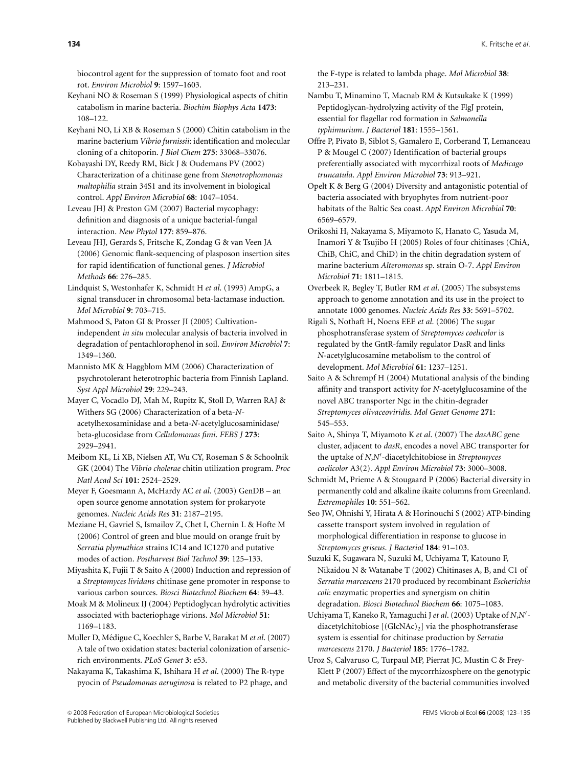biocontrol agent for the suppression of tomato foot and root rot. *Environ Microbiol* **9**: 1597–1603.

Keyhani NO & Roseman S (1999) Physiological aspects of chitin catabolism in marine bacteria. *Biochim Biophys Acta* **1473**: 108–122.

Keyhani NO, Li XB & Roseman S (2000) Chitin catabolism in the marine bacterium *Vibrio furnissii*: identification and molecular cloning of a chitoporin. *J Biol Chem* **275**: 33068–33076.

Kobayashi DY, Reedy RM, Bick J & Oudemans PV (2002) Characterization of a chitinase gene from *Stenotrophomonas maltophilia* strain 34S1 and its involvement in biological control. *Appl Environ Microbiol* **68**: 1047–1054.

Leveau JHJ & Preston GM (2007) Bacterial mycophagy: definition and diagnosis of a unique bacterial-fungal interaction. *New Phytol* **177**: 859–876.

Leveau JHJ, Gerards S, Fritsche K, Zondag G & van Veen JA (2006) Genomic flank-sequencing of plasposon insertion sites for rapid identification of functional genes. *J Microbiol Methods* **66**: 276–285.

Lindquist S, Westonhafer K, Schmidt H *et al.* (1993) AmpG, a signal transducer in chromosomal beta-lactamase induction. *Mol Microbiol* **9**: 703–715.

Mahmood S, Paton GI & Prosser JI (2005) Cultivation-independent *in situ* molecular analysis of bacteria involved in degradation of pentachlorophenol in soil. *Environ Microbiol* **7**: 1349–1360.

Mannisto MK & Haggblom MM (2006) Characterization of psychrotolerant heterotrophic bacteria from Finnish Lapland. *Syst Appl Microbiol* **29**: 229–243.

Mayer C, Vocadlo DJ, Mah M, Rupitz K, Stoll D, Warren RAJ & Withers SG (2006) Characterization of a beta-*N*-acetylhexosaminidase and a beta-*N*-acetylglucosaminidase/beta-glucosidase from *Cellulomonas fimi*. *FEBS J* **273**: 2929–2941.

Meibom KL, Li XB, Nielsen AT, Wu CY, Roseman S & Schoolnik GK (2004) The *Vibrio cholerae* chitin utilization program. *Proc Natl Acad Sci* **101**: 2524–2529.

Meyer F, Goesmann A, McHardy AC *et al.* (2003) GenDB – an open source genome annotation system for prokaryote genomes. *Nucleic Acids Res* **31**: 2187–2195.

Meziane H, Gavriel S, Ismailov Z, Chet I, Chernin L & Hofte M (2006) Control of green and blue mould on orange fruit by *Serratia plymuthica* strains IC14 and IC1270 and putative modes of action. *Postharvest Biol Technol* **39**: 125–133.

Miyashita K, Fujii T & Saito A (2000) Induction and repression of a *Streptomyces lividans* chitinase gene promoter in response to various carbon sources. *Biosci Biotechnol Biochem* **64**: 39–43.

Moak M & Molineux IJ (2004) Peptidoglycan hydrolytic activities associated with bacteriophage virions. *Mol Microbiol* **51**: 1169–1183.

Muller D, Médigue C, Koechler S, Barbe V, Barakat M *et al.* (2007) A tale of two oxidation states: bacterial colonization of arsenic-rich environments. *PLoS Genet* **3**: e53.

Nakayama K, Takashima K, Ishihara H *et al.* (2000) The R-type pyocin of *Pseudomonas aeruginosa* is related to P2 phage, and the F-type is related to lambda phage. *Mol Microbiol* **38**: 213–231.

Nambu T, Minamino T, Macnab RM & Kutsukake K (1999) Peptidoglycan-hydrolyzing activity of the FlgJ protein, essential for flagellar rod formation in *Salmonella typhimurium*. *J Bacteriol* **181**: 1555–1561.

Offre P, Pivato B, Siblot S, Gamalero E, Corberand T, Lemanceau P & Mougel C (2007) Identification of bacterial groups preferentially associated with mycorrhizal roots of *Medicago truncatula*. *Appl Environ Microbiol* **73**: 913–921.

Opelt K & Berg G (2004) Diversity and antagonistic potential of bacteria associated with bryophytes from nutrient-poor habitats of the Baltic Sea coast. *Appl Environ Microbiol* **70**: 6569–6579.

Orikoshi H, Nakayama S, Miyamoto K, Hanato C, Yasuda M, Inamori Y & Tsujibo H (2005) Roles of four chitinases (ChiA, ChiB, ChiC, and ChiD) in the chitin degradation system of marine bacterium *Alteromonas* sp. strain O-7. *Appl Environ Microbiol* **71**: 1811–1815.

Overbeek R, Begley T, Butler RM *et al.* (2005) The subsystems approach to genome annotation and its use in the project to annotate 1000 genomes. *Nucleic Acids Res* **33**: 5691–5702.

Rigali S, Nothaft H, Noens EEE *et al.* (2006) The sugar phosphotransferase system of *Streptomyces coelicolor* is regulated by the GntR-family regulator DasR and links *N*-acetylglucosamine metabolism to the control of development. *Mol Microbiol* **61**: 1237–1251.

Saito A & Schrempf H (2004) Mutational analysis of the binding affinity and transport activity for *N*-acetylglucosamine of the novel ABC transporter Ngc in the chitin-degrader *Streptomyces olivaceoviridis*. *Mol Genet Genome* **271**: 545–553.

Saito A, Shinya T, Miyamoto K *et al.* (2007) The *dasABC* gene cluster, adjacent to *dasR*, encodes a novel ABC transporter for the uptake of *N*,*N*′-diacetylchitobiose in *Streptomyces coelicolor* A3(2). *Appl Environ Microbiol* **73**: 3000–3008.

Schmidt M, Prieme A & Stougaard P (2006) Bacterial diversity in permanently cold and alkaline ikaite columns from Greenland. *Extremophiles* **10**: 551–562.

Seo JW, Ohnishi Y, Hirata A & Horinouchi S (2002) ATP-binding cassette transport system involved in regulation of morphological differentiation in response to glucose in *Streptomyces griseus*. *J Bacteriol* **184**: 91–103.

Suzuki K, Sugawara N, Suzuki M, Uchiyama T, Katouno F, Nikaidou N & Watanabe T (2002) Chitinases A, B, and C1 of *Serratia marcescens* 2170 produced by recombinant *Escherichia coli*: enzymatic properties and synergism on chitin degradation. *Biosci Biotechnol Biochem* **66**: 1075–1083.

Uchiyama T, Kaneko R, Yamaguchi J *et al.* (2003) Uptake of *N*,*N*′-diacetylchitobiose [$(GlcNAc)_2$] via the phosphotransferase system is essential for chitinase production by *Serratia marcescens* 2170. *J Bacteriol* **185**: 1776–1782.

Uroz S, Calvaruso C, Turpaul MP, Pierrat JC, Mustin C & Frey-Klett P (2007) Effect of the mycorrhizosphere on the genotypic and metabolic diversity of the bacterial communities involved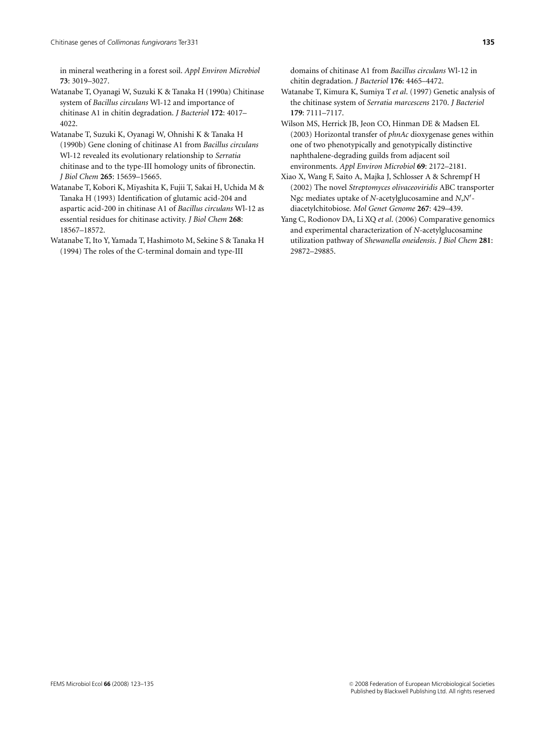in mineral weathering in a forest soil. *Appl Environ Microbiol* **73**: 3019–3027.

Watanabe T, Oyanagi W, Suzuki K & Tanaka H (1990a) Chitinase system of *Bacillus circulans* Wl-12 and importance of chitinase A1 in chitin degradation. *J Bacteriol* **172**: 4017–4022.

Watanabe T, Suzuki K, Oyanagi W, Ohnishi K & Tanaka H (1990b) Gene cloning of chitinase A1 from *Bacillus circulans* Wl-12 revealed its evolutionary relationship to *Serratia* chitinase and to the type-III homology units of fibronectin. *J Biol Chem* **265**: 15659–15665.

Watanabe T, Kobori K, Miyashita K, Fujii T, Sakai H, Uchida M & Tanaka H (1993) Identification of glutamic acid-204 and aspartic acid-200 in chitinase A1 of *Bacillus circulans* Wl-12 as essential residues for chitinase activity. *J Biol Chem* **268**: 18567–18572.

Watanabe T, Ito Y, Yamada T, Hashimoto M, Sekine S & Tanaka H (1994) The roles of the C-terminal domain and type-III domains of chitinase A1 from *Bacillus circulans* Wl-12 in chitin degradation. *J Bacteriol* **176**: 4465–4472.

Watanabe T, Kimura K, Sumiya T *et al*. (1997) Genetic analysis of the chitinase system of *Serratia marcescens* 2170. *J Bacteriol* **179**: 7111–7117.

Wilson MS, Herrick JB, Jeon CO, Hinman DE & Madsen EL (2003) Horizontal transfer of *phnAc* dioxygenase genes within one of two phenotypically and genotypically distinctive naphthalene-degrading guilds from adjacent soil environments. *Appl Environ Microbiol* **69**: 2172–2181.

Xiao X, Wang F, Saito A, Majka J, Schlosser A & Schrempf H (2002) The novel *Streptomyces olivaceoviridis* ABC transporter Ngc mediates uptake of *N*-acetylglucosamine and *N*,*N*′-diacetylchitobiose. *Mol Genet Genome* **267**: 429–439.

Yang C, Rodionov DA, Li XQ *et al*. (2006) Comparative genomics and experimental characterization of *N*-acetylglucosamine utilization pathway of *Shewanella oneidensis*. *J Biol Chem* **281**: 29872–29885.